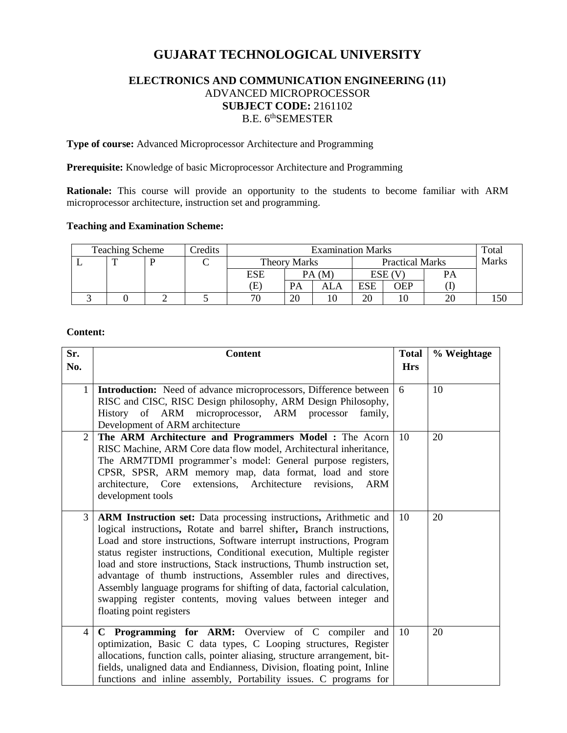# GUJARAT TECHNOLOGICAL UNIVERSITY

## ELECTRONICS AND COMMUNICATION ENGINEERING (11)

ADVANCED MICROPROCESSOR

**SUBJECT CODE:** 2161102

B.E. 6[th]SEMESTER

**Type of course:** Advanced Microprocessor Architecture and Programming

**Prerequisite:** Knowledge of basic Microprocessor Architecture and Programming

**Rationale:** This course will provide an opportunity to the students to become familiar with ARM microprocessor architecture, instruction set and programming.

**Teaching and Examination Scheme:**

| Teaching Scheme | | | Credits | Examination Marks | | | | | | Total Marks |
|---|---|---|---|---|---|---|---|---|---|---|
| L | T | P | C | Theory Marks | | | Practical Marks | | | |
| | | | | ESE (E) | PA (M) | | ESE (V) | | PA (I) | |
| | | | | | PA | ALA | ESE | OEP | | |
| 3 | 0 | 2 | 5 | 70 | 20 | 10 | 20 | 10 | 20 | 150 |

**Content:**

| Sr. No. | Content | Total Hrs | % Weightage |
|---|---|---|---|
| 1 | **Introduction:** Need of advance microprocessors, Difference between RISC and CISC, RISC Design philosophy, ARM Design Philosophy, History of ARM microprocessor, ARM processor family, Development of ARM architecture | 6 | 10 |
| 2 | **The ARM Architecture and Programmers Model :** The Acorn RISC Machine, ARM Core data flow model, Architectural inheritance, The ARM7TDMI programmer's model: General purpose registers, CPSR, SPSR, ARM memory map, data format, load and store architecture, Core extensions, Architecture revisions, ARM development tools | 10 | 20 |
| 3 | **ARM Instruction set:** Data processing instructions**,** Arithmetic and logical instructions**,** Rotate and barrel shifter**,** Branch instructions, Load and store instructions, Software interrupt instructions, Program status register instructions, Conditional execution, Multiple register load and store instructions, Stack instructions, Thumb instruction set, advantage of thumb instructions, Assembler rules and directives, Assembly language programs for shifting of data, factorial calculation, swapping register contents, moving values between integer and floating point registers | 10 | 20 |
| 4 | **C Programming for ARM:** Overview of C compiler and optimization, Basic C data types, C Looping structures, Register allocations, function calls, pointer aliasing, structure arrangement, bit-fields, unaligned data and Endianness, Division, floating point, Inline functions and inline assembly, Portability issues. C programs for | 10 | 20 |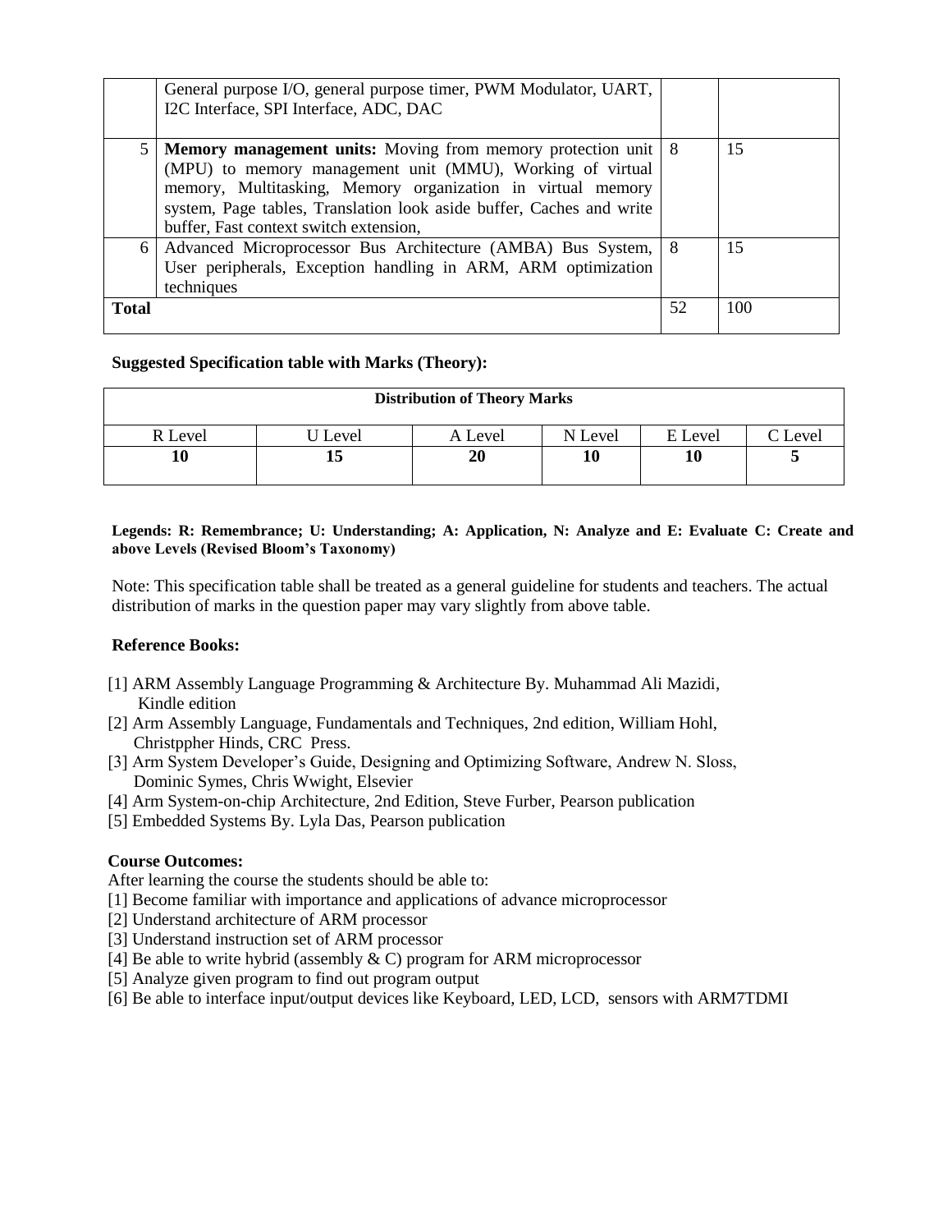|  | General purpose I/O, general purpose timer, PWM Modulator, UART, I2C Interface, SPI Interface, ADC, DAC |  |  |
|---|---|---|---|
| 5 | **Memory management units:** Moving from memory protection unit (MPU) to memory management unit (MMU), Working of virtual memory, Multitasking, Memory organization in virtual memory system, Page tables, Translation look aside buffer, Caches and write buffer, Fast context switch extension, | 8 | 15 |
| 6 | Advanced Microprocessor Bus Architecture (AMBA) Bus System, User peripherals, Exception handling in ARM, ARM optimization techniques | 8 | 15 |
| **Total** |  | 52 | 100 |

**Suggested Specification table with Marks (Theory):**

| **Distribution of Theory Marks** | | | | | |
|---|---|---|---|---|---|
| R Level | U Level | A Level | N Level | E Level | C Level |
| **10** | **15** | **20** | **10** | **10** | **5** |

**Legends: R: Remembrance; U: Understanding; A: Application, N: Analyze and E: Evaluate C: Create and above Levels (Revised Bloom's Taxonomy)**

Note: This specification table shall be treated as a general guideline for students and teachers. The actual distribution of marks in the question paper may vary slightly from above table.

**Reference Books:**

[1] ARM Assembly Language Programming & Architecture By. Muhammad Ali Mazidi, Kindle edition
[2] Arm Assembly Language, Fundamentals and Techniques, 2nd edition, William Hohl, Christppher Hinds, CRC Press.
[3] Arm System Developer's Guide, Designing and Optimizing Software, Andrew N. Sloss, Dominic Symes, Chris Wwight, Elsevier
[4] Arm System-on-chip Architecture, 2nd Edition, Steve Furber, Pearson publication
[5] Embedded Systems By. Lyla Das, Pearson publication

**Course Outcomes:**

After learning the course the students should be able to:
[1] Become familiar with importance and applications of advance microprocessor
[2] Understand architecture of ARM processor
[3] Understand instruction set of ARM processor
[4] Be able to write hybrid (assembly & C) program for ARM microprocessor
[5] Analyze given program to find out program output
[6] Be able to interface input/output devices like Keyboard, LED, LCD, sensors with ARM7TDMI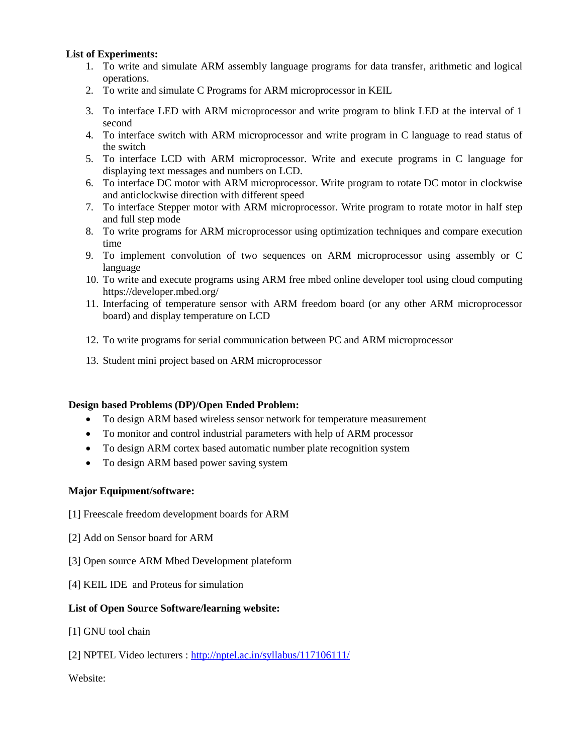**List of Experiments:**

1. To write and simulate ARM assembly language programs for data transfer, arithmetic and logical operations.
2. To write and simulate C Programs for ARM microprocessor in KEIL
3. To interface LED with ARM microprocessor and write program to blink LED at the interval of 1 second
4. To interface switch with ARM microprocessor and write program in C language to read status of the switch
5. To interface LCD with ARM microprocessor. Write and execute programs in C language for displaying text messages and numbers on LCD.
6. To interface DC motor with ARM microprocessor. Write program to rotate DC motor in clockwise and anticlockwise direction with different speed
7. To interface Stepper motor with ARM microprocessor. Write program to rotate motor in half step and full step mode
8. To write programs for ARM microprocessor using optimization techniques and compare execution time
9. To implement convolution of two sequences on ARM microprocessor using assembly or C language
10. To write and execute programs using ARM free mbed online developer tool using cloud computing https://developer.mbed.org/
11. Interfacing of temperature sensor with ARM freedom board (or any other ARM microprocessor board) and display temperature on LCD
12. To write programs for serial communication between PC and ARM microprocessor
13. Student mini project based on ARM microprocessor

**Design based Problems (DP)/Open Ended Problem:**

- To design ARM based wireless sensor network for temperature measurement
- To monitor and control industrial parameters with help of ARM processor
- To design ARM cortex based automatic number plate recognition system
- To design ARM based power saving system

**Major Equipment/software:**

[1] Freescale freedom development boards for ARM

[2] Add on Sensor board for ARM

[3] Open source ARM Mbed Development plateform

[4] KEIL IDE and Proteus for simulation

**List of Open Source Software/learning website:**

[1] GNU tool chain

[2] NPTEL Video lecturers : http://nptel.ac.in/syllabus/117106111/

Website: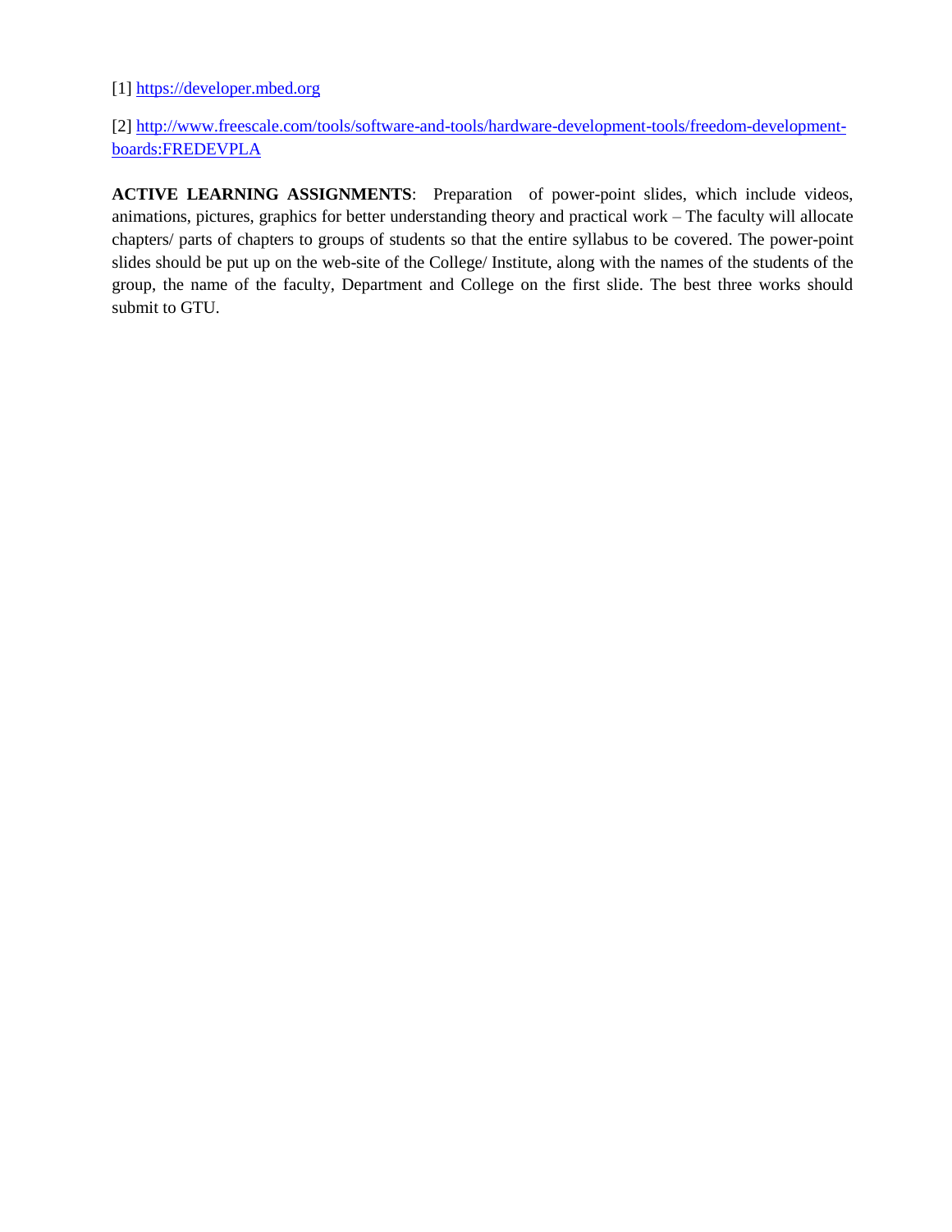[1] https://developer.mbed.org

[2] http://www.freescale.com/tools/software-and-tools/hardware-development-tools/freedom-development-boards:FREDEVPLA

**ACTIVE LEARNING ASSIGNMENTS**: Preparation of power-point slides, which include videos, animations, pictures, graphics for better understanding theory and practical work – The faculty will allocate chapters/ parts of chapters to groups of students so that the entire syllabus to be covered. The power-point slides should be put up on the web-site of the College/ Institute, along with the names of the students of the group, the name of the faculty, Department and College on the first slide. The best three works should submit to GTU.